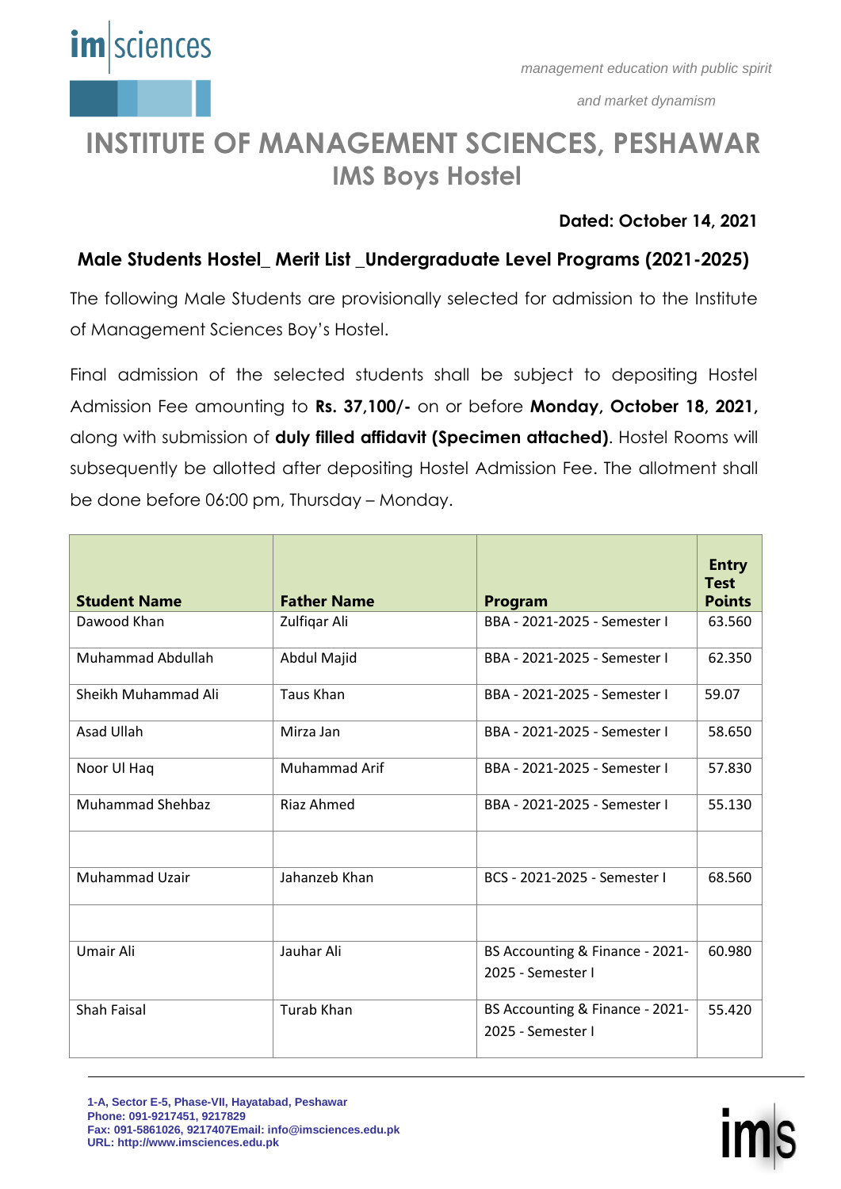# INSTITUTE OF MANAGEMENT SCIENCES, PESHAWAR

## IMS Boys Hostel

**Dated: October 14, 2021**

### Male Students Hostel_ Merit List _Undergraduate Level Programs (2021-2025)

The following Male Students are provisionally selected for admission to the Institute of Management Sciences Boy's Hostel.

Final admission of the selected students shall be subject to depositing Hostel Admission Fee amounting to **Rs. 37,100/-** on or before **Monday, October 18, 2021,** along with submission of **duly filled affidavit (Specimen attached)**. Hostel Rooms will subsequently be allotted after depositing Hostel Admission Fee. The allotment shall be done before 06:00 pm, Thursday – Monday.

| Student Name | Father Name | Program | Entry Test Points |
|---|---|---|---|
| Dawood Khan | Zulfiqar Ali | BBA - 2021-2025 - Semester I | 63.560 |
| Muhammad Abdullah | Abdul Majid | BBA - 2021-2025 - Semester I | 62.350 |
| Sheikh Muhammad Ali | Taus Khan | BBA - 2021-2025 - Semester I | 59.07 |
| Asad Ullah | Mirza Jan | BBA - 2021-2025 - Semester I | 58.650 |
| Noor Ul Haq | Muhammad Arif | BBA - 2021-2025 - Semester I | 57.830 |
| Muhammad Shehbaz | Riaz Ahmed | BBA - 2021-2025 - Semester I | 55.130 |
| | | | |
| Muhammad Uzair | Jahanzeb Khan | BCS - 2021-2025 - Semester I | 68.560 |
| | | | |
| Umair Ali | Jauhar Ali | BS Accounting & Finance - 2021-2025 - Semester I | 60.980 |
| Shah Faisal | Turab Khan | BS Accounting & Finance - 2021-2025 - Semester I | 55.420 |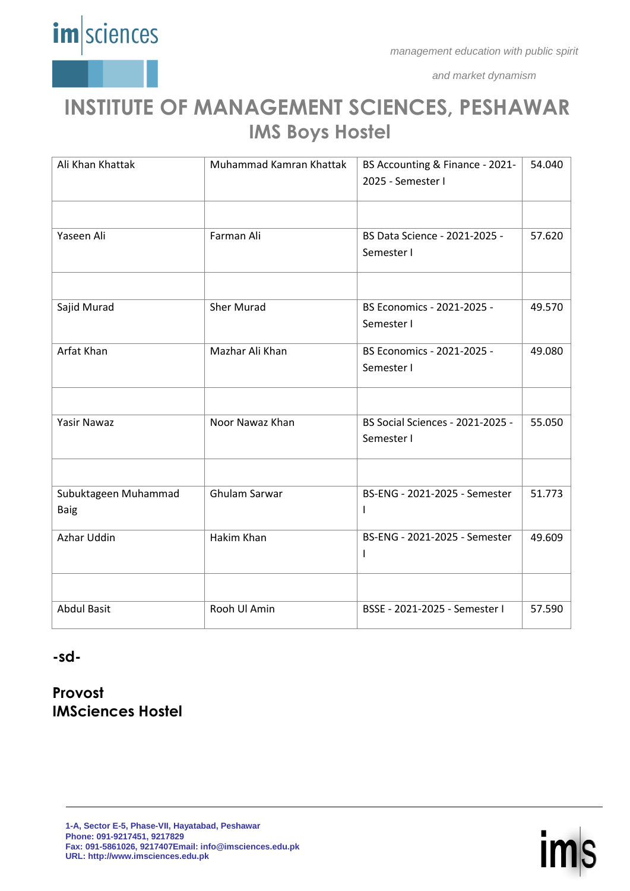# INSTITUTE OF MANAGEMENT SCIENCES, PESHAWAR

## IMS Boys Hostel

| | | | |
|---|---|---|---|
| Ali Khan Khattak | Muhammad Kamran Khattak | BS Accounting & Finance - 2021-2025 - Semester I | 54.040 |
| | | | |
| Yaseen Ali | Farman Ali | BS Data Science - 2021-2025 - Semester I | 57.620 |
| | | | |
| Sajid Murad | Sher Murad | BS Economics - 2021-2025 - Semester I | 49.570 |
| Arfat Khan | Mazhar Ali Khan | BS Economics - 2021-2025 - Semester I | 49.080 |
| | | | |
| Yasir Nawaz | Noor Nawaz Khan | BS Social Sciences - 2021-2025 - Semester I | 55.050 |
| | | | |
| Subuktageen Muhammad Baig | Ghulam Sarwar | BS-ENG - 2021-2025 - Semester I | 51.773 |
| Azhar Uddin | Hakim Khan | BS-ENG - 2021-2025 - Semester I | 49.609 |
| | | | |
| Abdul Basit | Rooh Ul Amin | BSSE - 2021-2025 - Semester I | 57.590 |

**-sd-**

**Provost**
**IMSciences Hostel**